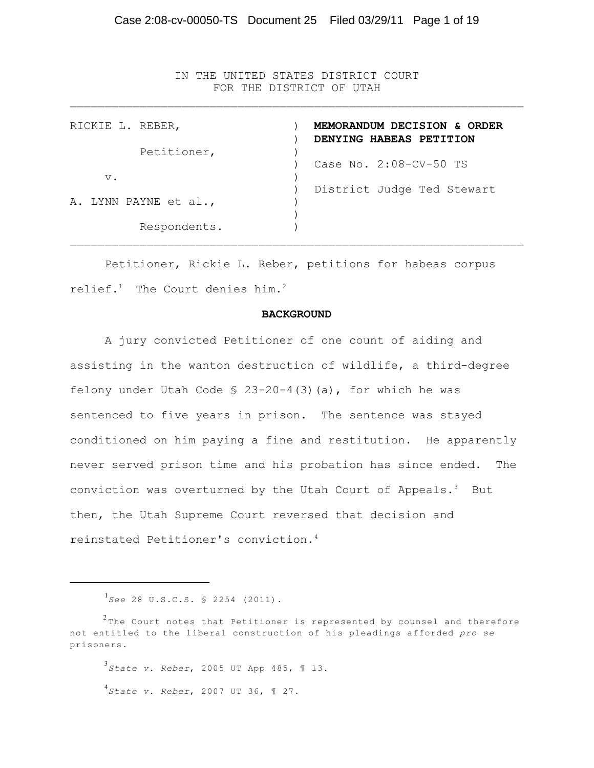IN THE UNITED STATES DISTRICT COURT
FOR THE DISTRICT OF UTAH

---

| | | |
|---|---|---|
| RICKIE L. REBER, | ) | **MEMORANDUM DECISION & ORDER DENYING HABEAS PETITION** |
| Petitioner, | ) | |
| v. | ) | Case No. 2:08-CV-50 TS |
| A. LYNN PAYNE et al., | ) | District Judge Ted Stewart |
| Respondents. | ) | |

---

Petitioner, Rickie L. Reber, petitions for habeas corpus relief.[1] The Court denies him.[2]

## BACKGROUND

A jury convicted Petitioner of one count of aiding and assisting in the wanton destruction of wildlife, a third-degree felony under Utah Code § 23-20-4(3)(a), for which he was sentenced to five years in prison. The sentence was stayed conditioned on him paying a fine and restitution. He apparently never served prison time and his probation has since ended. The conviction was overturned by the Utah Court of Appeals.[3] But then, the Utah Supreme Court reversed that decision and reinstated Petitioner's conviction.[4]

---

[1] *See* 28 U.S.C.S. § 2254 (2011).

[2] The Court notes that Petitioner is represented by counsel and therefore not entitled to the liberal construction of his pleadings afforded *pro se* prisoners.

[3] *State v. Reber*, 2005 UT App 485, ¶ 13.

[4] *State v. Reber*, 2007 UT 36, ¶ 27.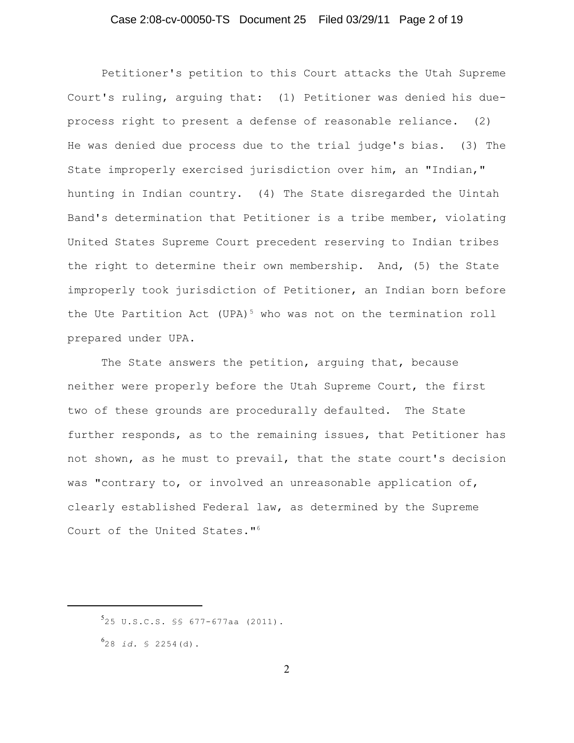Petitioner's petition to this Court attacks the Utah Supreme Court's ruling, arguing that: (1) Petitioner was denied his due-process right to present a defense of reasonable reliance. (2) He was denied due process due to the trial judge's bias. (3) The State improperly exercised jurisdiction over him, an "Indian," hunting in Indian country. (4) The State disregarded the Uintah Band's determination that Petitioner is a tribe member, violating United States Supreme Court precedent reserving to Indian tribes the right to determine their own membership. And, (5) the State improperly took jurisdiction of Petitioner, an Indian born before the Ute Partition Act (UPA)[5] who was not on the termination roll prepared under UPA.

The State answers the petition, arguing that, because neither were properly before the Utah Supreme Court, the first two of these grounds are procedurally defaulted. The State further responds, as to the remaining issues, that Petitioner has not shown, as he must to prevail, that the state court's decision was "contrary to, or involved an unreasonable application of, clearly established Federal law, as determined by the Supreme Court of the United States."[6]

---

[5] 25 U.S.C.S. §§ 677-677aa (2011).

[6] 28 *id.* § 2254(d).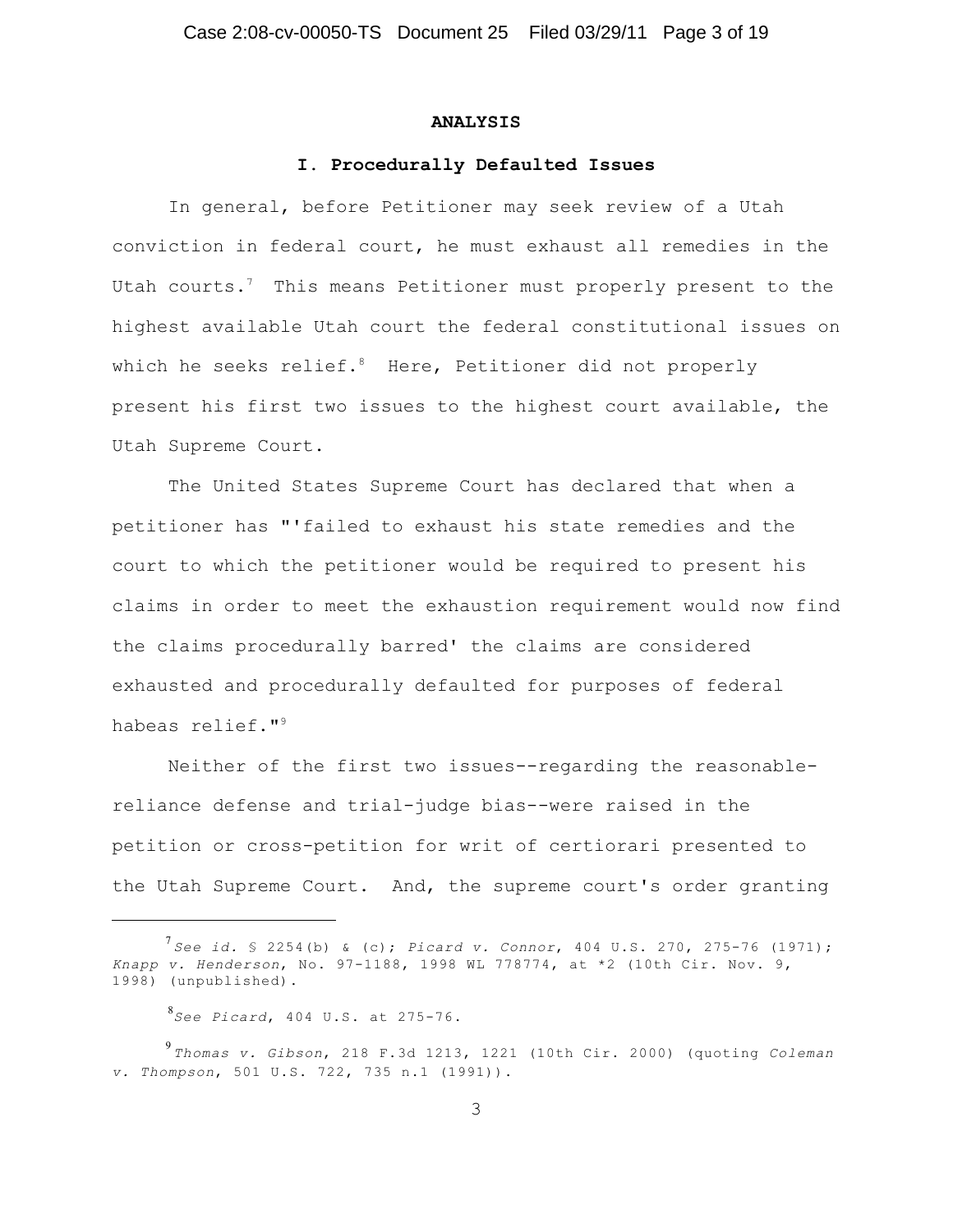## ANALYSIS

### I. Procedurally Defaulted Issues

In general, before Petitioner may seek review of a Utah conviction in federal court, he must exhaust all remedies in the Utah courts.[7] This means Petitioner must properly present to the highest available Utah court the federal constitutional issues on which he seeks relief.[8] Here, Petitioner did not properly present his first two issues to the highest court available, the Utah Supreme Court.

The United States Supreme Court has declared that when a petitioner has "'failed to exhaust his state remedies and the court to which the petitioner would be required to present his claims in order to meet the exhaustion requirement would now find the claims procedurally barred' the claims are considered exhausted and procedurally defaulted for purposes of federal habeas relief."[9]

Neither of the first two issues--regarding the reasonable-reliance defense and trial-judge bias--were raised in the petition or cross-petition for writ of certiorari presented to the Utah Supreme Court. And, the supreme court's order granting

---

[7] *See id.* § 2254(b) & (c); *Picard v. Connor*, 404 U.S. 270, 275-76 (1971); *Knapp v. Henderson*, No. 97-1188, 1998 WL 778774, at *2 (10th Cir. Nov. 9, 1998) (unpublished).

[8] *See Picard*, 404 U.S. at 275-76.

[9] *Thomas v. Gibson*, 218 F.3d 1213, 1221 (10th Cir. 2000) (quoting *Coleman v. Thompson*, 501 U.S. 722, 735 n.1 (1991)).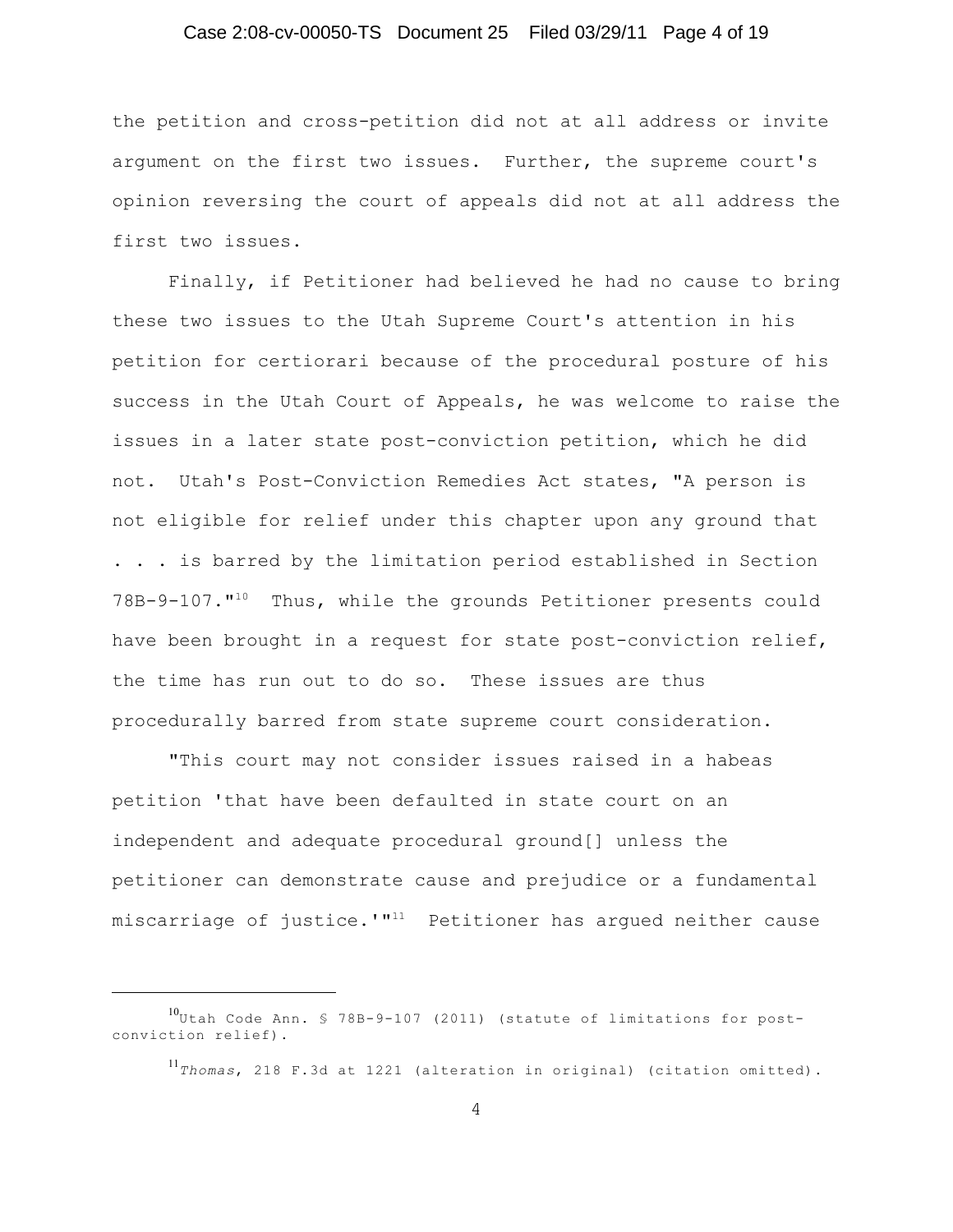the petition and cross-petition did not at all address or invite argument on the first two issues. Further, the supreme court's opinion reversing the court of appeals did not at all address the first two issues.

Finally, if Petitioner had believed he had no cause to bring these two issues to the Utah Supreme Court's attention in his petition for certiorari because of the procedural posture of his success in the Utah Court of Appeals, he was welcome to raise the issues in a later state post-conviction petition, which he did not. Utah's Post-Conviction Remedies Act states, "A person is not eligible for relief under this chapter upon any ground that . . . is barred by the limitation period established in Section 78B-9-107."[10] Thus, while the grounds Petitioner presents could have been brought in a request for state post-conviction relief, the time has run out to do so. These issues are thus procedurally barred from state supreme court consideration.

"This court may not consider issues raised in a habeas petition 'that have been defaulted in state court on an independent and adequate procedural ground[] unless the petitioner can demonstrate cause and prejudice or a fundamental miscarriage of justice.'"[11] Petitioner has argued neither cause

---

[10] Utah Code Ann. § 78B-9-107 (2011) (statute of limitations for post-conviction relief).

[11] *Thomas*, 218 F.3d at 1221 (alteration in original) (citation omitted).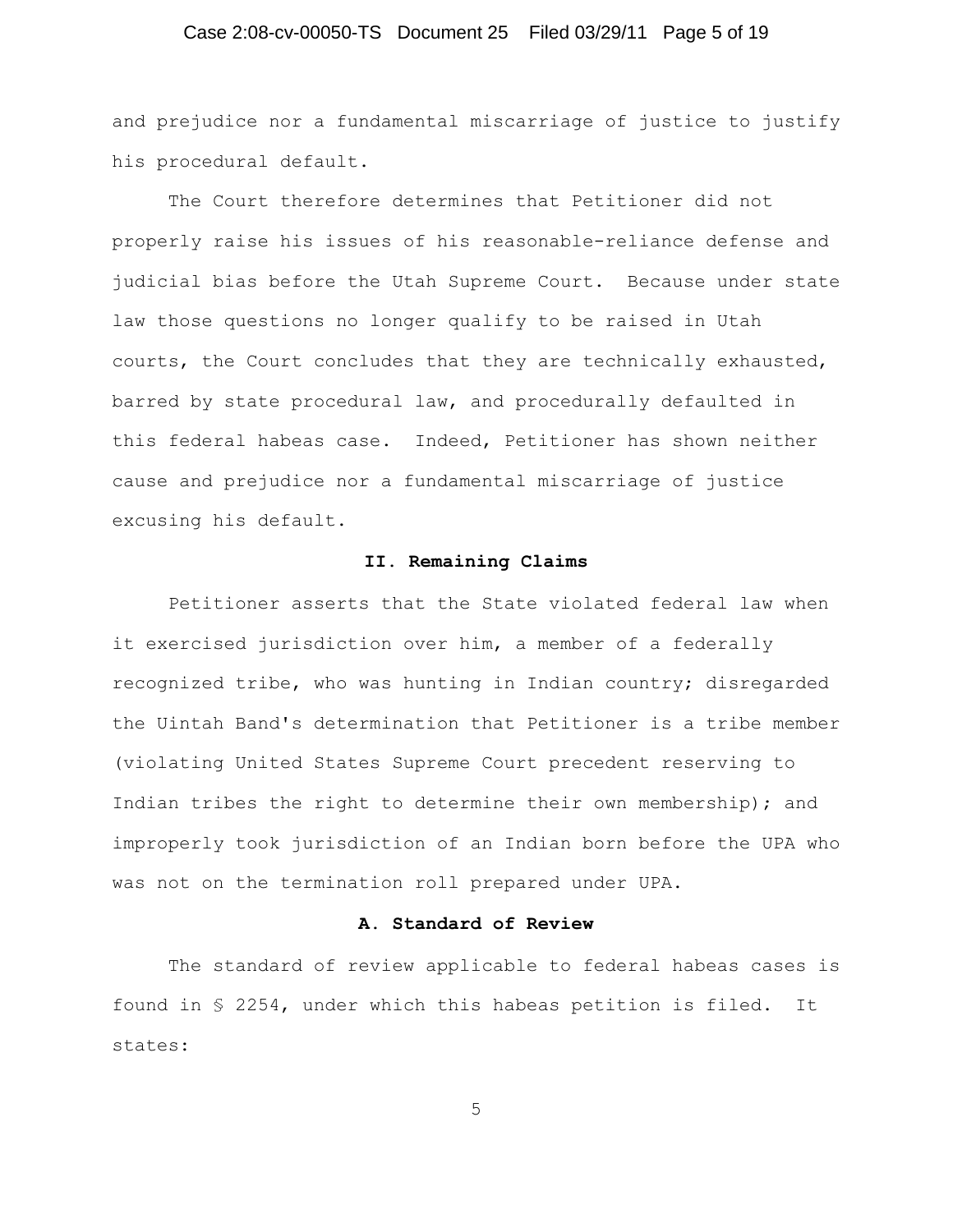and prejudice nor a fundamental miscarriage of justice to justify his procedural default.

The Court therefore determines that Petitioner did not properly raise his issues of his reasonable-reliance defense and judicial bias before the Utah Supreme Court. Because under state law those questions no longer qualify to be raised in Utah courts, the Court concludes that they are technically exhausted, barred by state procedural law, and procedurally defaulted in this federal habeas case. Indeed, Petitioner has shown neither cause and prejudice nor a fundamental miscarriage of justice excusing his default.

## II. Remaining Claims

Petitioner asserts that the State violated federal law when it exercised jurisdiction over him, a member of a federally recognized tribe, who was hunting in Indian country; disregarded the Uintah Band's determination that Petitioner is a tribe member (violating United States Supreme Court precedent reserving to Indian tribes the right to determine their own membership); and improperly took jurisdiction of an Indian born before the UPA who was not on the termination roll prepared under UPA.

### A. Standard of Review

The standard of review applicable to federal habeas cases is found in § 2254, under which this habeas petition is filed. It states: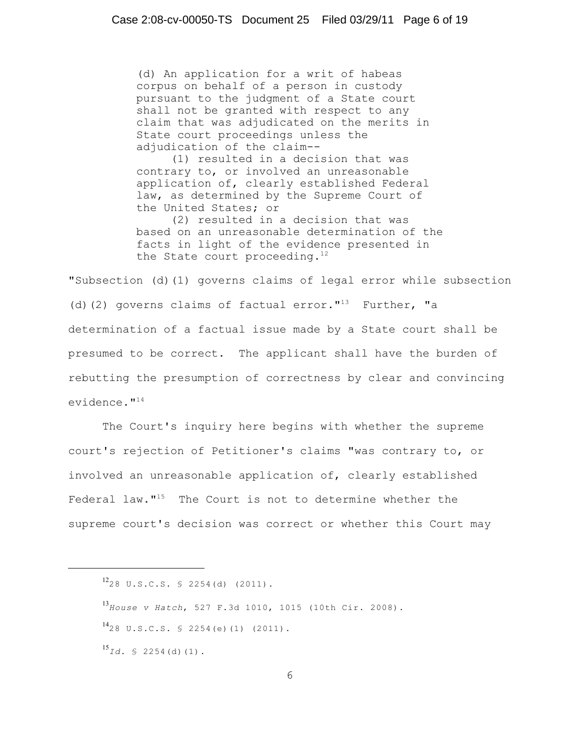> (d) An application for a writ of habeas corpus on behalf of a person in custody pursuant to the judgment of a State court shall not be granted with respect to any claim that was adjudicated on the merits in State court proceedings unless the adjudication of the claim--
>
> (1) resulted in a decision that was contrary to, or involved an unreasonable application of, clearly established Federal law, as determined by the Supreme Court of the United States; or
>
> (2) resulted in a decision that was based on an unreasonable determination of the facts in light of the evidence presented in the State court proceeding.[12]

"Subsection (d)(1) governs claims of legal error while subsection (d)(2) governs claims of factual error."[13] Further, "a determination of a factual issue made by a State court shall be presumed to be correct. The applicant shall have the burden of rebutting the presumption of correctness by clear and convincing evidence."[14]

The Court's inquiry here begins with whether the supreme court's rejection of Petitioner's claims "was contrary to, or involved an unreasonable application of, clearly established Federal law."[15] The Court is not to determine whether the supreme court's decision was correct or whether this Court may

---

[12] 28 U.S.C.S. § 2254(d) (2011).

[13] *House v Hatch*, 527 F.3d 1010, 1015 (10th Cir. 2008).

[14] 28 U.S.C.S. § 2254(e)(1) (2011).

[15] *Id.* § 2254(d)(1).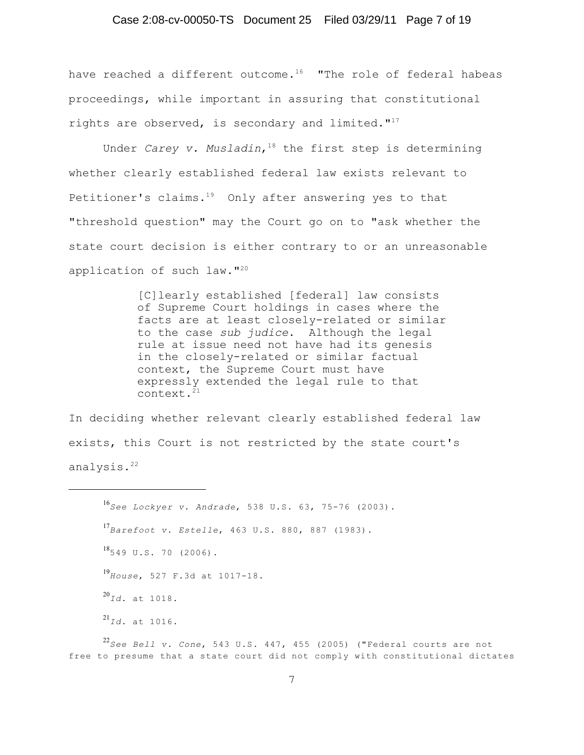have reached a different outcome.[16] "The role of federal habeas proceedings, while important in assuring that constitutional rights are observed, is secondary and limited."[17]

Under *Carey v. Musladin*,[18] the first step is determining whether clearly established federal law exists relevant to Petitioner's claims.[19] Only after answering yes to that "threshold question" may the Court go on to "ask whether the state court decision is either contrary to or an unreasonable application of such law."[20]

> [C]learly established [federal] law consists of Supreme Court holdings in cases where the facts are at least closely-related or similar to the case *sub judice*. Although the legal rule at issue need not have had its genesis in the closely-related or similar factual context, the Supreme Court must have expressly extended the legal rule to that context.[21]

In deciding whether relevant clearly established federal law exists, this Court is not restricted by the state court's analysis.[22]

---

[16] *See Lockyer v. Andrade*, 538 U.S. 63, 75-76 (2003).

[17] *Barefoot v. Estelle*, 463 U.S. 880, 887 (1983).

[18] 549 U.S. 70 (2006).

[19] *House*, 527 F.3d at 1017-18.

[20] *Id.* at 1018.

[21] *Id.* at 1016.

[22] *See Bell v. Cone*, 543 U.S. 447, 455 (2005) ("Federal courts are not free to presume that a state court did not comply with constitutional dictates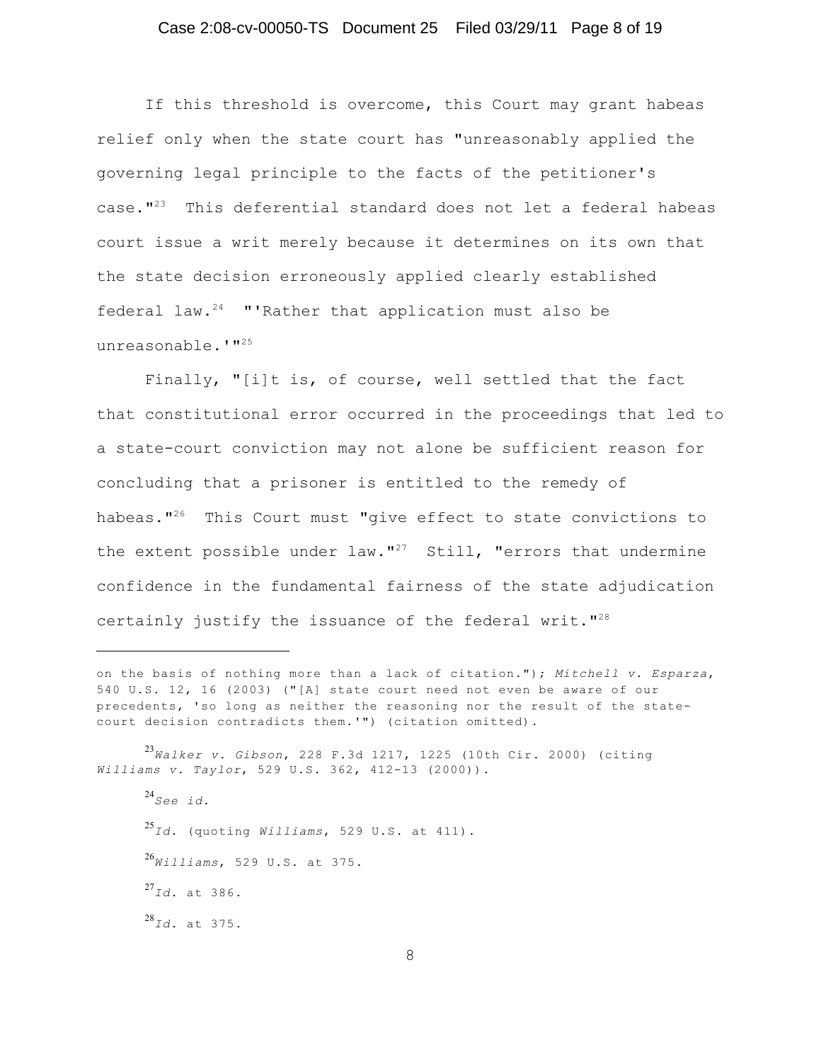If this threshold is overcome, this Court may grant habeas relief only when the state court has "unreasonably applied the governing legal principle to the facts of the petitioner's case."[23] This deferential standard does not let a federal habeas court issue a writ merely because it determines on its own that the state decision erroneously applied clearly established federal law.[24] "'Rather that application must also be unreasonable.'"[25]

Finally, "[i]t is, of course, well settled that the fact that constitutional error occurred in the proceedings that led to a state-court conviction may not alone be sufficient reason for concluding that a prisoner is entitled to the remedy of habeas."[26] This Court must "give effect to state convictions to the extent possible under law."[27] Still, "errors that undermine confidence in the fundamental fairness of the state adjudication certainly justify the issuance of the federal writ."[28]

---

on the basis of nothing more than a lack of citation."); *Mitchell v. Esparza*, 540 U.S. 12, 16 (2003) ("[A] state court need not even be aware of our precedents, 'so long as neither the reasoning nor the result of the state-court decision contradicts them.'") (citation omitted).

[23] *Walker v. Gibson*, 228 F.3d 1217, 1225 (10th Cir. 2000) (citing *Williams v. Taylor*, 529 U.S. 362, 412-13 (2000)).

[24] *See id.*

[25] *Id.* (quoting *Williams*, 529 U.S. at 411).

[26] *Williams*, 529 U.S. at 375.

[27] *Id.* at 386.

[28] *Id.* at 375.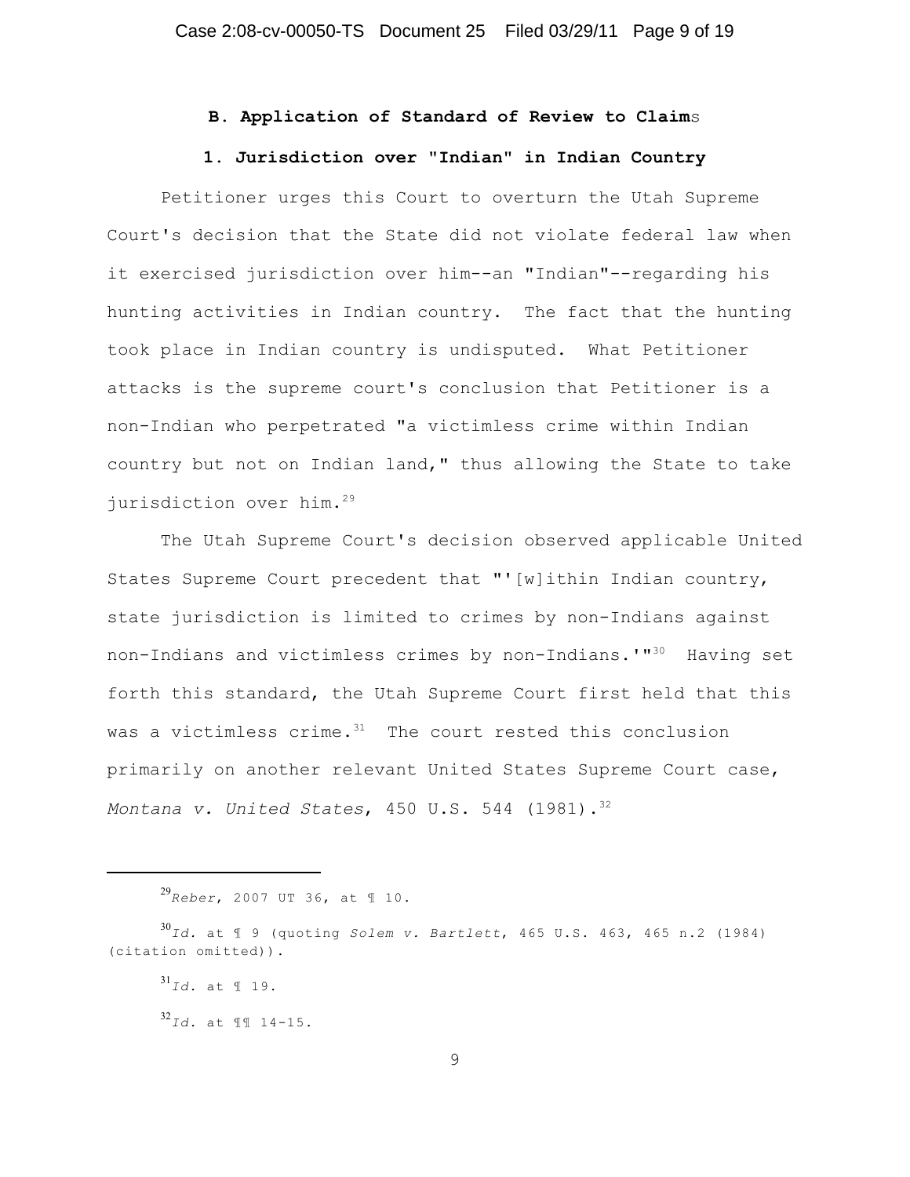### B. Application of Standard of Review to Claims

### 1. Jurisdiction over "Indian" in Indian Country

Petitioner urges this Court to overturn the Utah Supreme Court's decision that the State did not violate federal law when it exercised jurisdiction over him--an "Indian"--regarding his hunting activities in Indian country. The fact that the hunting took place in Indian country is undisputed. What Petitioner attacks is the supreme court's conclusion that Petitioner is a non-Indian who perpetrated "a victimless crime within Indian country but not on Indian land," thus allowing the State to take jurisdiction over him.[29]

The Utah Supreme Court's decision observed applicable United States Supreme Court precedent that "'[w]ithin Indian country, state jurisdiction is limited to crimes by non-Indians against non-Indians and victimless crimes by non-Indians.'"[30] Having set forth this standard, the Utah Supreme Court first held that this was a victimless crime.[31] The court rested this conclusion primarily on another relevant United States Supreme Court case, *Montana v. United States*, 450 U.S. 544 (1981).[32]

---

[29] *Reber*, 2007 UT 36, at ¶ 10.

[30] *Id.* at ¶ 9 (quoting *Solem v. Bartlett*, 465 U.S. 463, 465 n.2 (1984) (citation omitted)).

[31] *Id.* at ¶ 19.

[32] *Id.* at ¶¶ 14-15.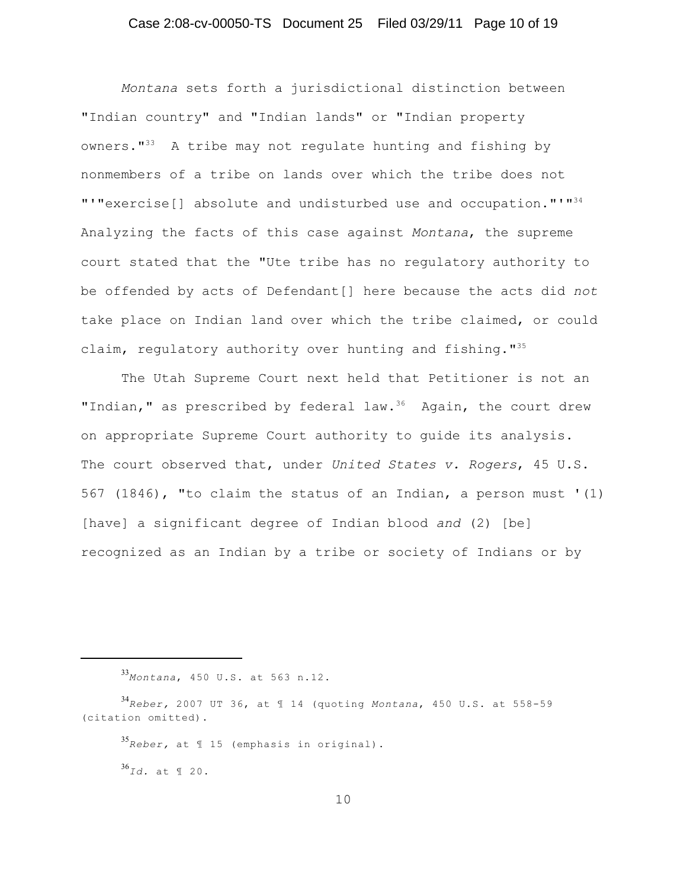*Montana* sets forth a jurisdictional distinction between "Indian country" and "Indian lands" or "Indian property owners."[33] A tribe may not regulate hunting and fishing by nonmembers of a tribe on lands over which the tribe does not "'"exercise[] absolute and undisturbed use and occupation."'"[34] Analyzing the facts of this case against *Montana*, the supreme court stated that the "Ute tribe has no regulatory authority to be offended by acts of Defendant[] here because the acts did *not* take place on Indian land over which the tribe claimed, or could claim, regulatory authority over hunting and fishing."[35]

The Utah Supreme Court next held that Petitioner is not an "Indian," as prescribed by federal law.[36] Again, the court drew on appropriate Supreme Court authority to guide its analysis. The court observed that, under *United States v. Rogers*, 45 U.S. 567 (1846), "to claim the status of an Indian, a person must '(1) [have] a significant degree of Indian blood *and* (2) [be] recognized as an Indian by a tribe or society of Indians or by

---

[33] *Montana*, 450 U.S. at 563 n.12.

[34] *Reber,* 2007 UT 36, at ¶ 14 (quoting *Montana*, 450 U.S. at 558-59 (citation omitted).

[35] *Reber,* at ¶ 15 (emphasis in original).

[36] *Id.* at ¶ 20.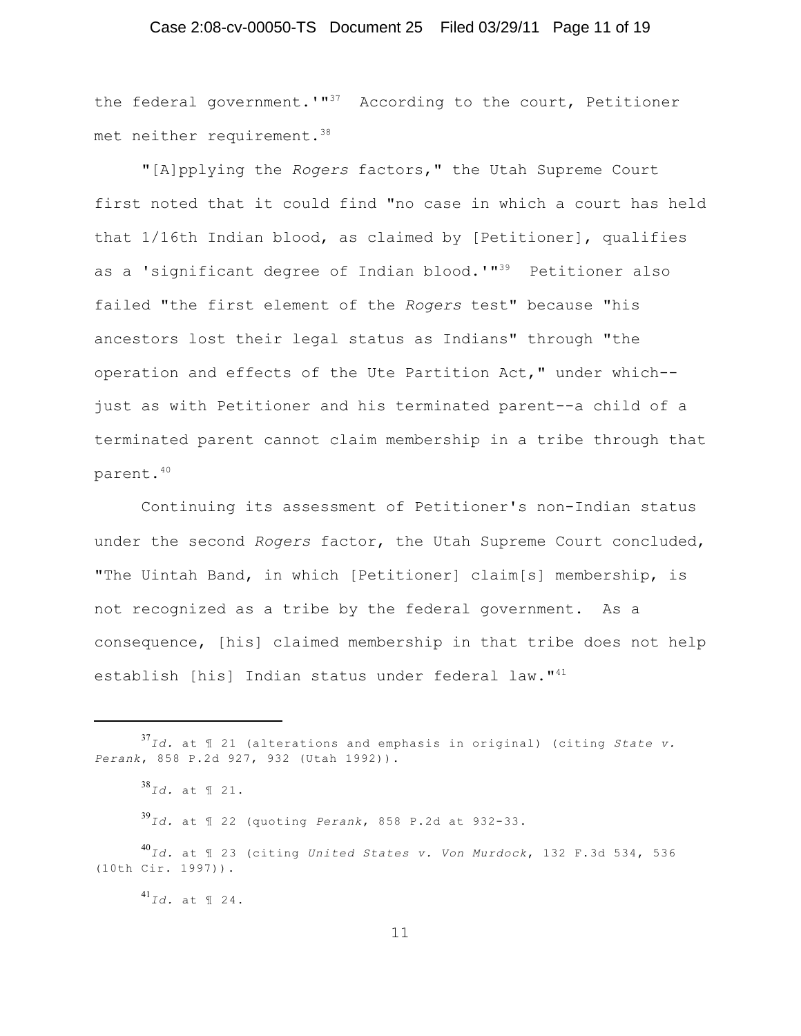the federal government.'"[37] According to the court, Petitioner met neither requirement.[38]

"[A]pplying the *Rogers* factors," the Utah Supreme Court first noted that it could find "no case in which a court has held that 1/16th Indian blood, as claimed by [Petitioner], qualifies as a 'significant degree of Indian blood.'"[39] Petitioner also failed "the first element of the *Rogers* test" because "his ancestors lost their legal status as Indians" through "the operation and effects of the Ute Partition Act," under which--just as with Petitioner and his terminated parent--a child of a terminated parent cannot claim membership in a tribe through that parent.[40]

Continuing its assessment of Petitioner's non-Indian status under the second *Rogers* factor, the Utah Supreme Court concluded, "The Uintah Band, in which [Petitioner] claim[s] membership, is not recognized as a tribe by the federal government. As a consequence, [his] claimed membership in that tribe does not help establish [his] Indian status under federal law."[41]

---

[37] *Id.* at ¶ 21 (alterations and emphasis in original) (citing *State v. Perank*, 858 P.2d 927, 932 (Utah 1992)).

[38] *Id.* at ¶ 21.

[39] *Id.* at ¶ 22 (quoting *Perank*, 858 P.2d at 932-33.

[40] *Id.* at ¶ 23 (citing *United States v. Von Murdock*, 132 F.3d 534, 536 (10th Cir. 1997)).

[41] *Id.* at ¶ 24.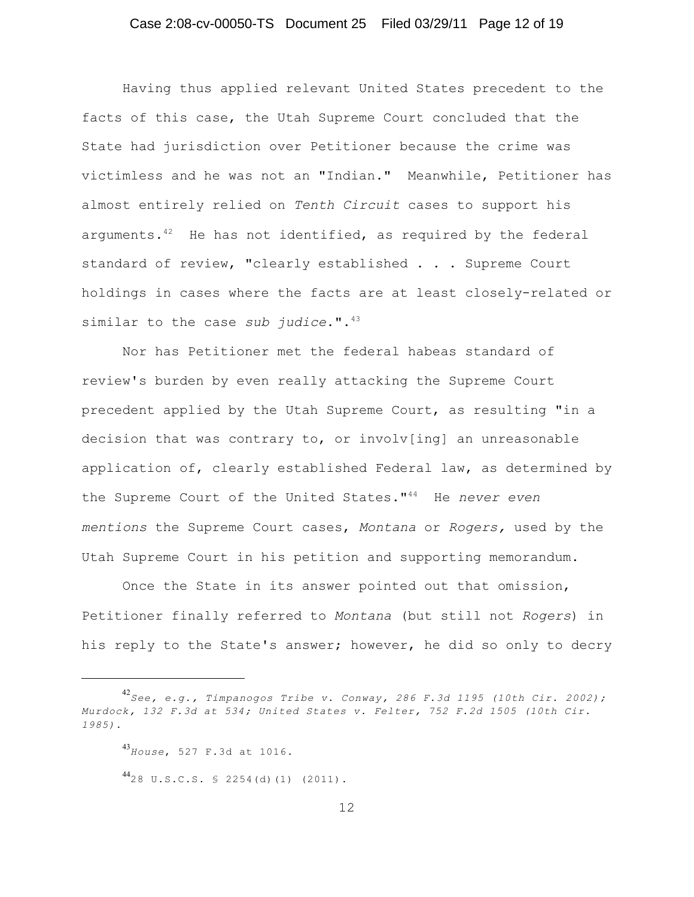Having thus applied relevant United States precedent to the facts of this case, the Utah Supreme Court concluded that the State had jurisdiction over Petitioner because the crime was victimless and he was not an "Indian." Meanwhile, Petitioner has almost entirely relied on *Tenth Circuit* cases to support his arguments.[42] He has not identified, as required by the federal standard of review, "clearly established . . . Supreme Court holdings in cases where the facts are at least closely-related or similar to the case *sub judice*.".[43]

Nor has Petitioner met the federal habeas standard of review's burden by even really attacking the Supreme Court precedent applied by the Utah Supreme Court, as resulting "in a decision that was contrary to, or involv[ing] an unreasonable application of, clearly established Federal law, as determined by the Supreme Court of the United States."[44] He *never even mentions* the Supreme Court cases, *Montana* or *Rogers*, used by the Utah Supreme Court in his petition and supporting memorandum.

Once the State in its answer pointed out that omission, Petitioner finally referred to *Montana* (but still not *Rogers*) in his reply to the State's answer; however, he did so only to decry

---

[42] *See, e.g., Timpanogos Tribe v. Conway, 286 F.3d 1195 (10th Cir. 2002); Murdock, 132 F.3d at 534; United States v. Felter, 752 F.2d 1505 (10th Cir. 1985).*

[43] *House*, 527 F.3d at 1016.

[44] 28 U.S.C.S. § 2254(d)(1) (2011).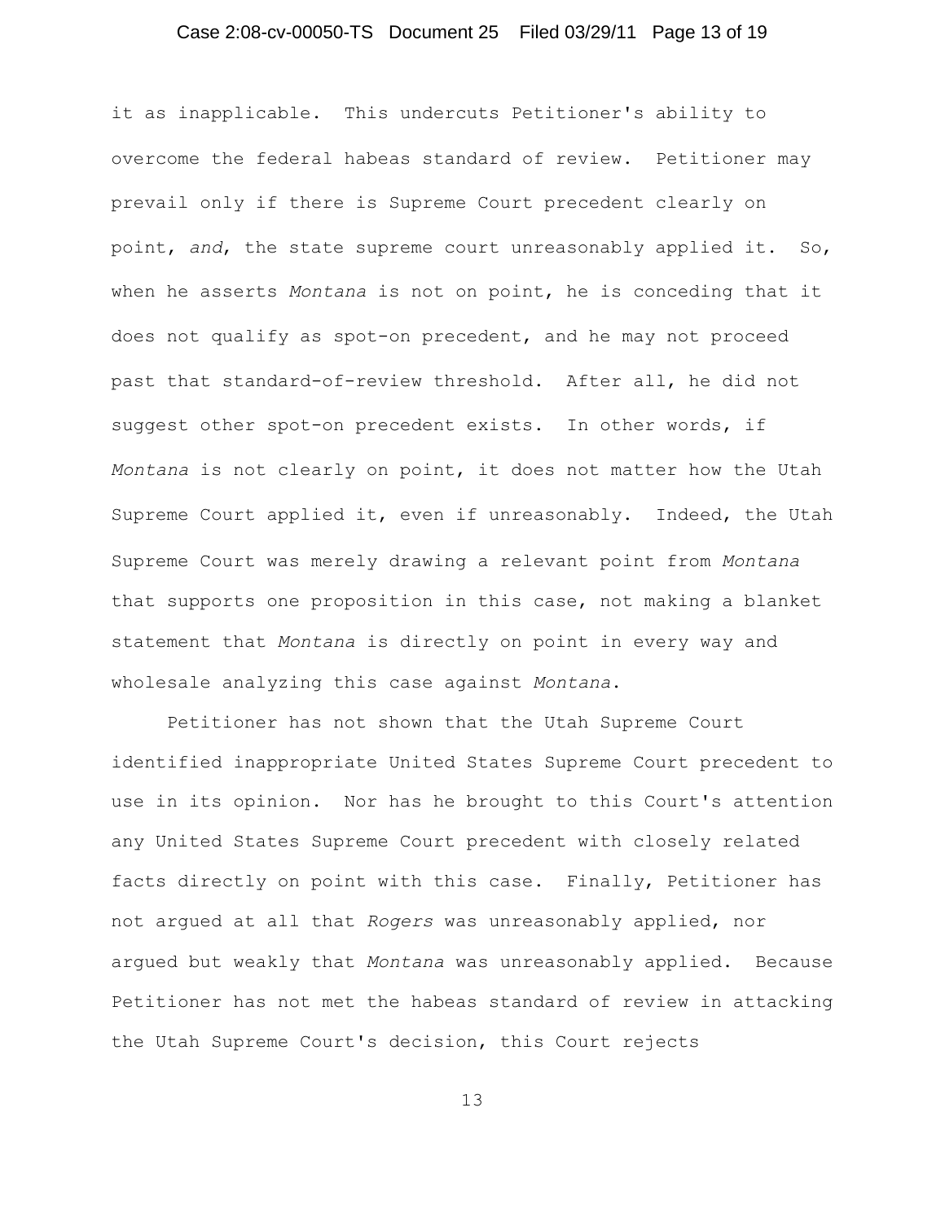it as inapplicable. This undercuts Petitioner's ability to overcome the federal habeas standard of review. Petitioner may prevail only if there is Supreme Court precedent clearly on point, *and*, the state supreme court unreasonably applied it. So, when he asserts *Montana* is not on point, he is conceding that it does not qualify as spot-on precedent, and he may not proceed past that standard-of-review threshold. After all, he did not suggest other spot-on precedent exists. In other words, if *Montana* is not clearly on point, it does not matter how the Utah Supreme Court applied it, even if unreasonably. Indeed, the Utah Supreme Court was merely drawing a relevant point from *Montana* that supports one proposition in this case, not making a blanket statement that *Montana* is directly on point in every way and wholesale analyzing this case against *Montana*.

Petitioner has not shown that the Utah Supreme Court identified inappropriate United States Supreme Court precedent to use in its opinion. Nor has he brought to this Court's attention any United States Supreme Court precedent with closely related facts directly on point with this case. Finally, Petitioner has not argued at all that *Rogers* was unreasonably applied, nor argued but weakly that *Montana* was unreasonably applied. Because Petitioner has not met the habeas standard of review in attacking the Utah Supreme Court's decision, this Court rejects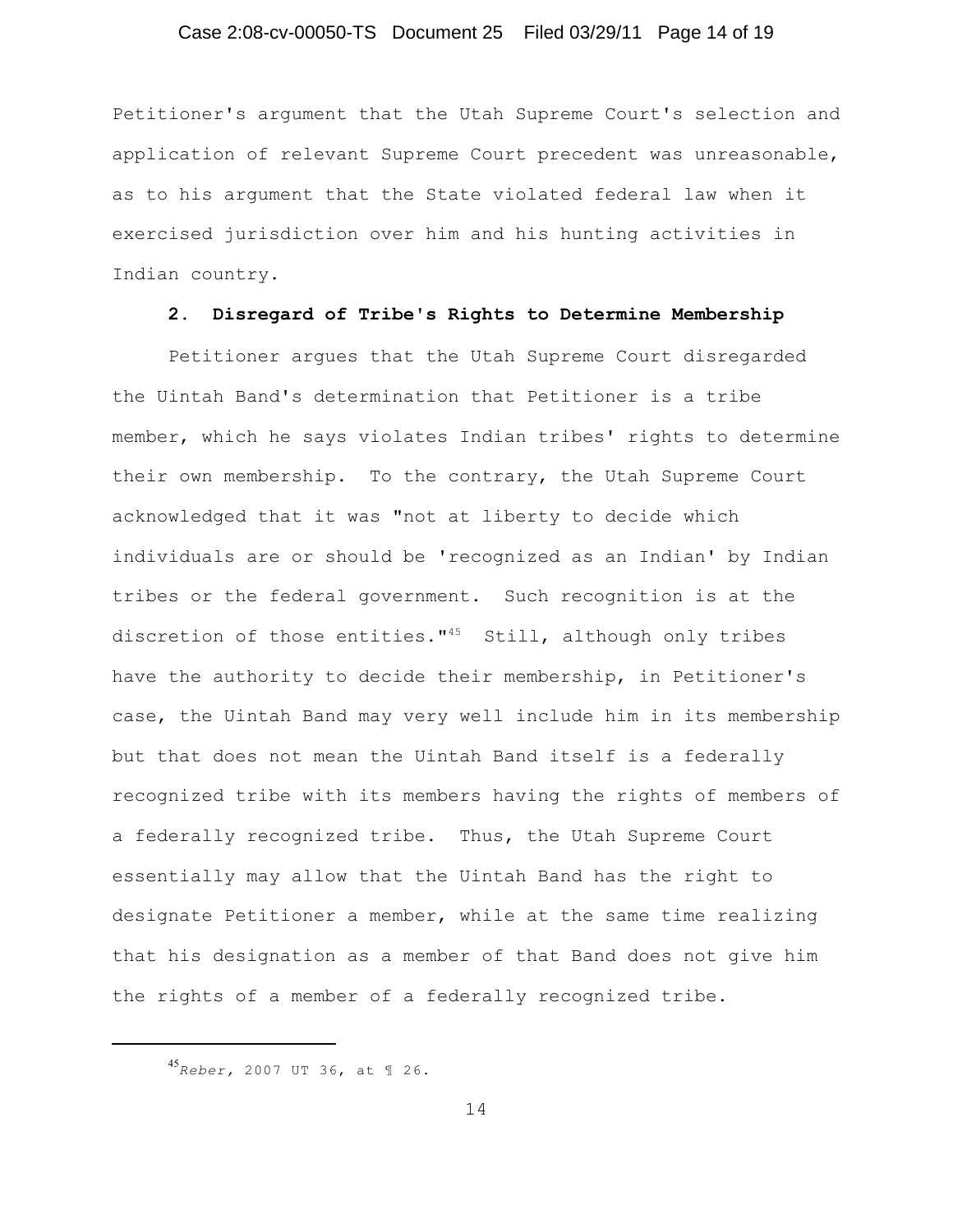Petitioner's argument that the Utah Supreme Court's selection and application of relevant Supreme Court precedent was unreasonable, as to his argument that the State violated federal law when it exercised jurisdiction over him and his hunting activities in Indian country.

### 2. Disregard of Tribe's Rights to Determine Membership

Petitioner argues that the Utah Supreme Court disregarded the Uintah Band's determination that Petitioner is a tribe member, which he says violates Indian tribes' rights to determine their own membership. To the contrary, the Utah Supreme Court acknowledged that it was "not at liberty to decide which individuals are or should be 'recognized as an Indian' by Indian tribes or the federal government. Such recognition is at the discretion of those entities."[45] Still, although only tribes have the authority to decide their membership, in Petitioner's case, the Uintah Band may very well include him in its membership but that does not mean the Uintah Band itself is a federally recognized tribe with its members having the rights of members of a federally recognized tribe. Thus, the Utah Supreme Court essentially may allow that the Uintah Band has the right to designate Petitioner a member, while at the same time realizing that his designation as a member of that Band does not give him the rights of a member of a federally recognized tribe.

---

[45] *Reber*, 2007 UT 36, at ¶ 26.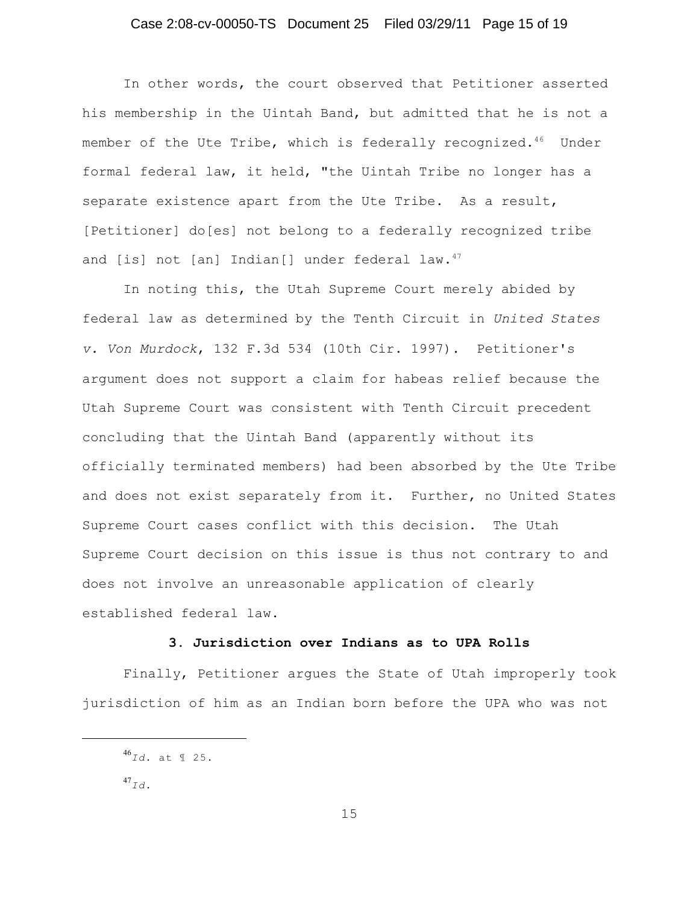In other words, the court observed that Petitioner asserted his membership in the Uintah Band, but admitted that he is not a member of the Ute Tribe, which is federally recognized.[46] Under formal federal law, it held, "the Uintah Tribe no longer has a separate existence apart from the Ute Tribe. As a result, [Petitioner] do[es] not belong to a federally recognized tribe and [is] not [an] Indian[] under federal law.[47]

In noting this, the Utah Supreme Court merely abided by federal law as determined by the Tenth Circuit in *United States v. Von Murdock*, 132 F.3d 534 (10th Cir. 1997). Petitioner's argument does not support a claim for habeas relief because the Utah Supreme Court was consistent with Tenth Circuit precedent concluding that the Uintah Band (apparently without its officially terminated members) had been absorbed by the Ute Tribe and does not exist separately from it. Further, no United States Supreme Court cases conflict with this decision. The Utah Supreme Court decision on this issue is thus not contrary to and does not involve an unreasonable application of clearly established federal law.

### 3. Jurisdiction over Indians as to UPA Rolls

Finally, Petitioner argues the State of Utah improperly took jurisdiction of him as an Indian born before the UPA who was not

---

[46] *Id.* at ¶ 25.

[47] *Id.*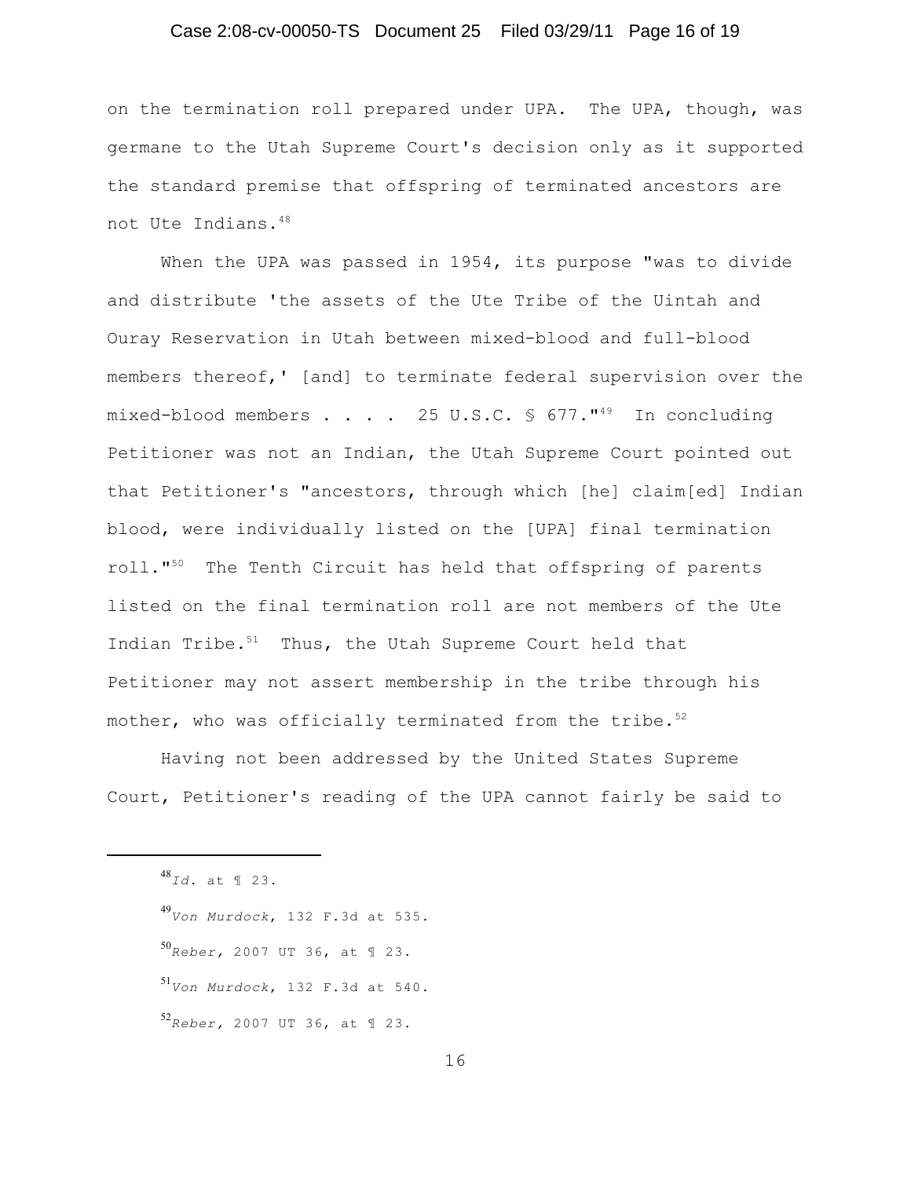on the termination roll prepared under UPA. The UPA, though, was germane to the Utah Supreme Court's decision only as it supported the standard premise that offspring of terminated ancestors are not Ute Indians.[48]

When the UPA was passed in 1954, its purpose "was to divide and distribute 'the assets of the Ute Tribe of the Uintah and Ouray Reservation in Utah between mixed-blood and full-blood members thereof,' [and] to terminate federal supervision over the mixed-blood members . . . . 25 U.S.C. § 677."[49] In concluding Petitioner was not an Indian, the Utah Supreme Court pointed out that Petitioner's "ancestors, through which [he] claim[ed] Indian blood, were individually listed on the [UPA] final termination roll."[50] The Tenth Circuit has held that offspring of parents listed on the final termination roll are not members of the Ute Indian Tribe.[51] Thus, the Utah Supreme Court held that Petitioner may not assert membership in the tribe through his mother, who was officially terminated from the tribe.[52]

Having not been addressed by the United States Supreme Court, Petitioner's reading of the UPA cannot fairly be said to

---

[48] *Id.* at ¶ 23.

[49] *Von Murdock*, 132 F.3d at 535.

[50] *Reber*, 2007 UT 36, at ¶ 23.

[51] *Von Murdock*, 132 F.3d at 540.

[52] *Reber*, 2007 UT 36, at ¶ 23.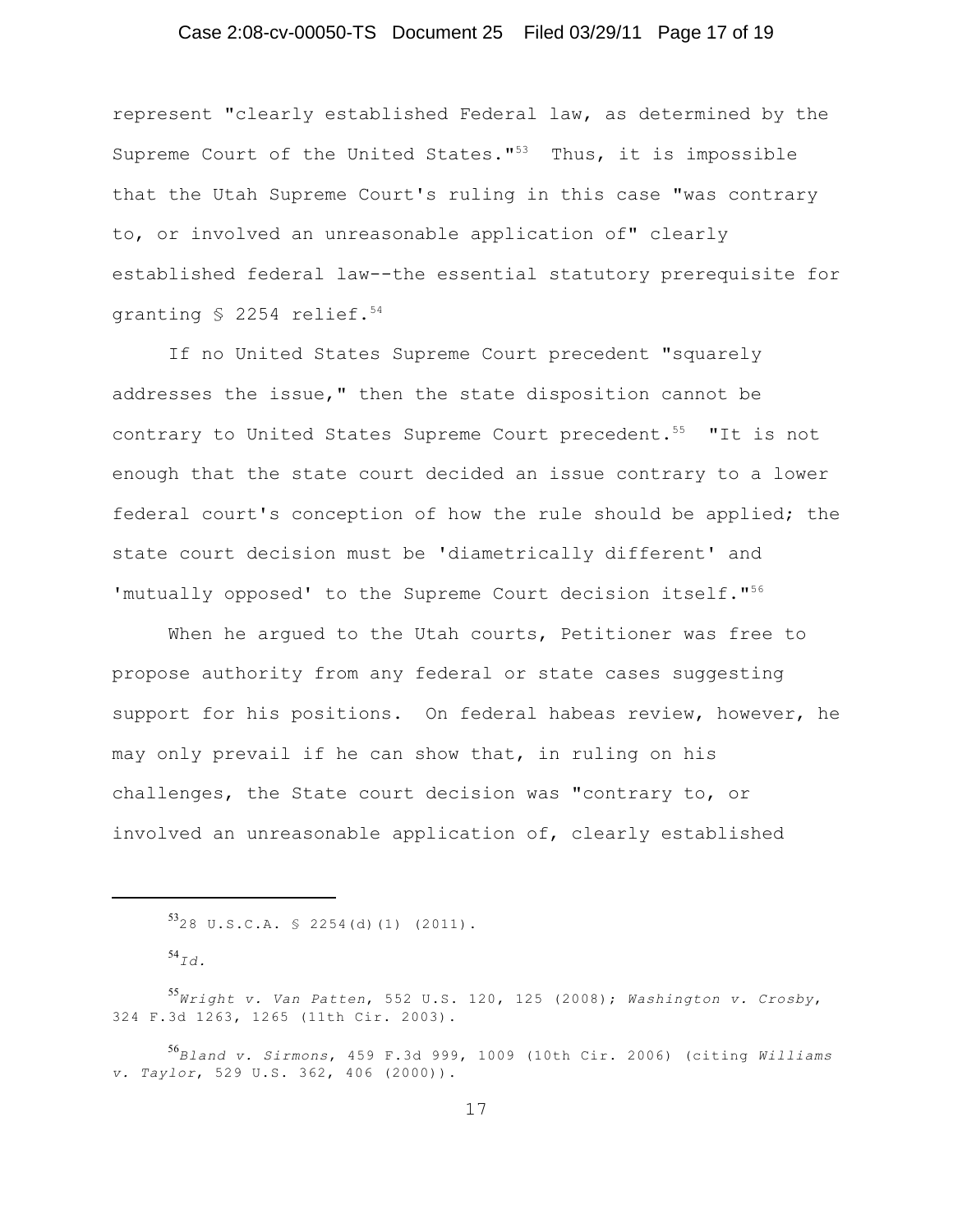represent "clearly established Federal law, as determined by the Supreme Court of the United States."[53] Thus, it is impossible that the Utah Supreme Court's ruling in this case "was contrary to, or involved an unreasonable application of" clearly established federal law--the essential statutory prerequisite for granting § 2254 relief.[54]

If no United States Supreme Court precedent "squarely addresses the issue," then the state disposition cannot be contrary to United States Supreme Court precedent.[55] "It is not enough that the state court decided an issue contrary to a lower federal court's conception of how the rule should be applied; the state court decision must be 'diametrically different' and 'mutually opposed' to the Supreme Court decision itself."[56]

When he argued to the Utah courts, Petitioner was free to propose authority from any federal or state cases suggesting support for his positions. On federal habeas review, however, he may only prevail if he can show that, in ruling on his challenges, the State court decision was "contrary to, or involved an unreasonable application of, clearly established

---

[53] 28 U.S.C.A. § 2254(d)(1) (2011).

[54] *Id.*

[55] *Wright v. Van Patten*, 552 U.S. 120, 125 (2008); *Washington v. Crosby*, 324 F.3d 1263, 1265 (11th Cir. 2003).

[56] *Bland v. Sirmons*, 459 F.3d 999, 1009 (10th Cir. 2006) (citing *Williams v. Taylor*, 529 U.S. 362, 406 (2000)).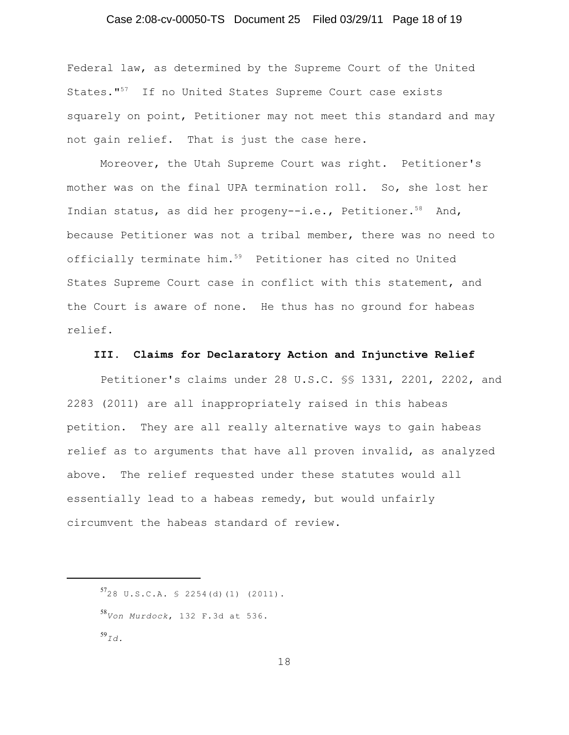Federal law, as determined by the Supreme Court of the United States."[57] If no United States Supreme Court case exists squarely on point, Petitioner may not meet this standard and may not gain relief. That is just the case here.

Moreover, the Utah Supreme Court was right. Petitioner's mother was on the final UPA termination roll. So, she lost her Indian status, as did her progeny--i.e., Petitioner.[58] And, because Petitioner was not a tribal member, there was no need to officially terminate him.[59] Petitioner has cited no United States Supreme Court case in conflict with this statement, and the Court is aware of none. He thus has no ground for habeas relief.

### III. Claims for Declaratory Action and Injunctive Relief

Petitioner's claims under 28 U.S.C. §§ 1331, 2201, 2202, and 2283 (2011) are all inappropriately raised in this habeas petition. They are all really alternative ways to gain habeas relief as to arguments that have all proven invalid, as analyzed above. The relief requested under these statutes would all essentially lead to a habeas remedy, but would unfairly circumvent the habeas standard of review.

---

[57] 28 U.S.C.A. § 2254(d)(1) (2011).

[58] *Von Murdock*, 132 F.3d at 536.

[59] *Id.*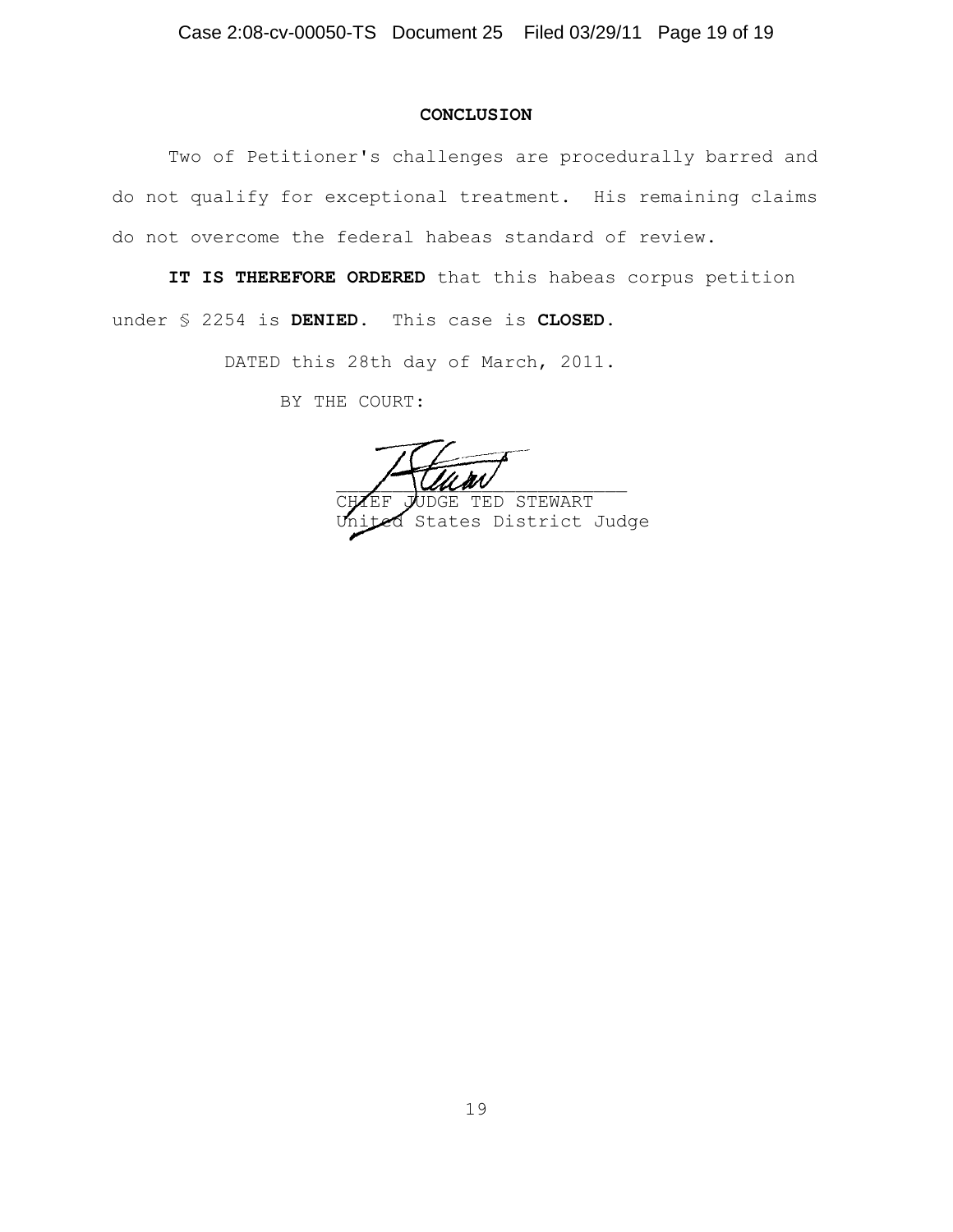## CONCLUSION

Two of Petitioner's challenges are procedurally barred and do not qualify for exceptional treatment. His remaining claims do not overcome the federal habeas standard of review.

**IT IS THEREFORE ORDERED** that this habeas corpus petition under § 2254 is **DENIED**. This case is **CLOSED**.

DATED this 28th day of March, 2011.

BY THE COURT:

\_\_\_\_\_\_\_\_\_\_\_\_\_\_\_\_\_\_\_\_\_\_\_\_\_\_\_\_\_\_
CHIEF JUDGE TED STEWART
United States District Judge